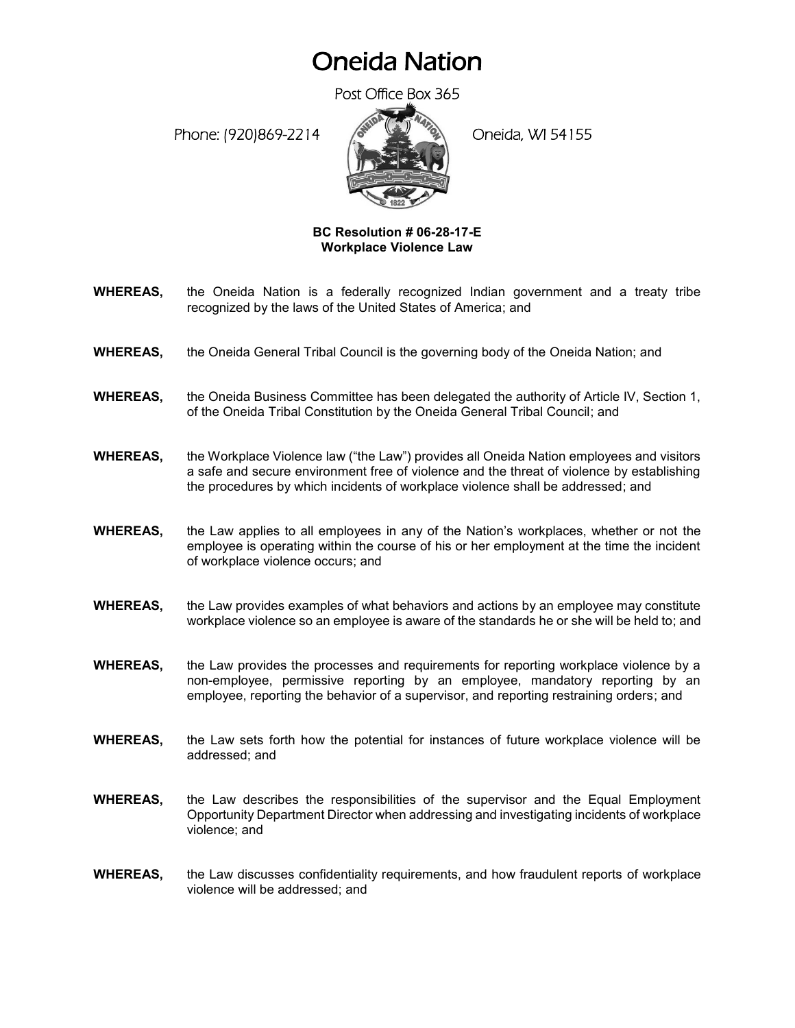# Oneida Nation

Post Office Box 365

Phone: (920)869-2214 Oneida, WI 54155

**BC Resolution # 06-28-17-E**
**Workplace Violence Law**

**WHEREAS,** the Oneida Nation is a federally recognized Indian government and a treaty tribe recognized by the laws of the United States of America; and

**WHEREAS,** the Oneida General Tribal Council is the governing body of the Oneida Nation; and

**WHEREAS,** the Oneida Business Committee has been delegated the authority of Article IV, Section 1, of the Oneida Tribal Constitution by the Oneida General Tribal Council; and

**WHEREAS,** the Workplace Violence law ("the Law") provides all Oneida Nation employees and visitors a safe and secure environment free of violence and the threat of violence by establishing the procedures by which incidents of workplace violence shall be addressed; and

**WHEREAS,** the Law applies to all employees in any of the Nation's workplaces, whether or not the employee is operating within the course of his or her employment at the time the incident of workplace violence occurs; and

**WHEREAS,** the Law provides examples of what behaviors and actions by an employee may constitute workplace violence so an employee is aware of the standards he or she will be held to; and

**WHEREAS,** the Law provides the processes and requirements for reporting workplace violence by a non-employee, permissive reporting by an employee, mandatory reporting by an employee, reporting the behavior of a supervisor, and reporting restraining orders; and

**WHEREAS,** the Law sets forth how the potential for instances of future workplace violence will be addressed; and

**WHEREAS,** the Law describes the responsibilities of the supervisor and the Equal Employment Opportunity Department Director when addressing and investigating incidents of workplace violence; and

**WHEREAS,** the Law discusses confidentiality requirements, and how fraudulent reports of workplace violence will be addressed; and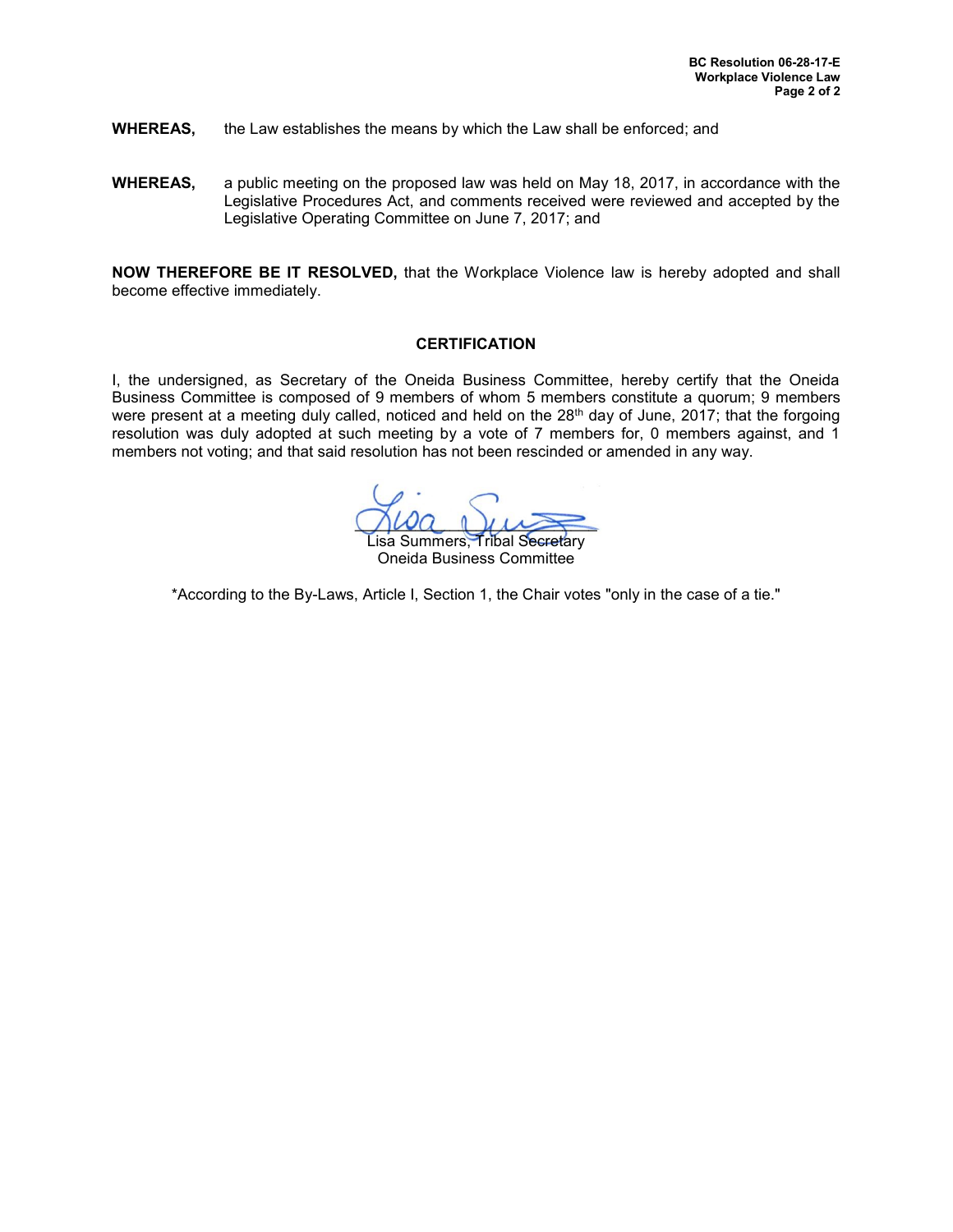**WHEREAS,** the Law establishes the means by which the Law shall be enforced; and

**WHEREAS,** a public meeting on the proposed law was held on May 18, 2017, in accordance with the Legislative Procedures Act, and comments received were reviewed and accepted by the Legislative Operating Committee on June 7, 2017; and

**NOW THEREFORE BE IT RESOLVED,** that the Workplace Violence law is hereby adopted and shall become effective immediately.

## CERTIFICATION

I, the undersigned, as Secretary of the Oneida Business Committee, hereby certify that the Oneida Business Committee is composed of 9 members of whom 5 members constitute a quorum; 9 members were present at a meeting duly called, noticed and held on the 28th day of June, 2017; that the forgoing resolution was duly adopted at such meeting by a vote of 7 members for, 0 members against, and 1 members not voting; and that said resolution has not been rescinded or amended in any way.

Lisa Summers, Tribal Secretary
Oneida Business Committee

*According to the By-Laws, Article I, Section 1, the Chair votes "only in the case of a tie."